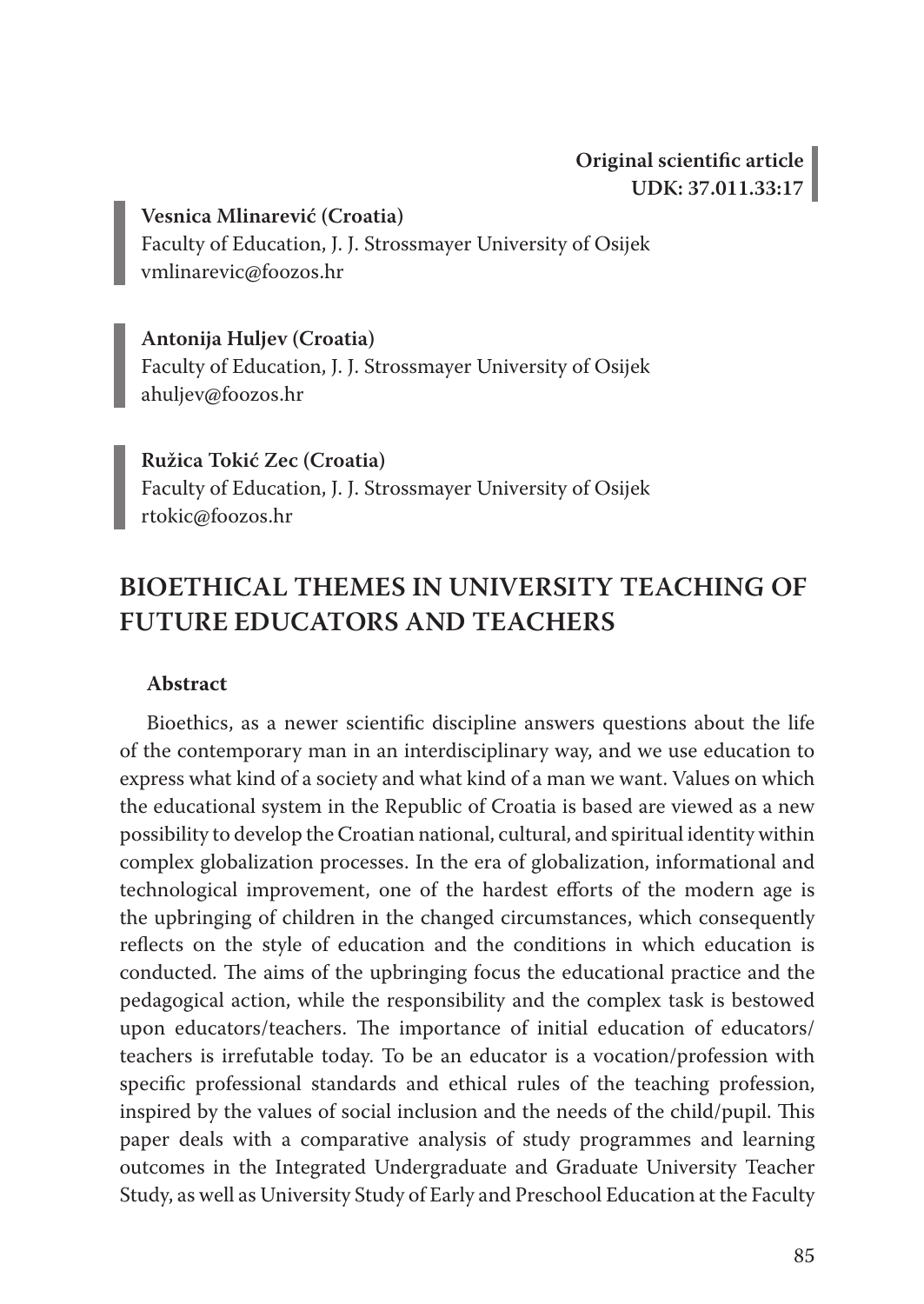**Original scientific article**
**UDK: 37.011.33:17**

**Vesnica Mlinarević (Croatia)**
Faculty of Education, J. J. Strossmayer University of Osijek
vmlinarevic@foozos.hr

**Antonija Huljev (Croatia)**
Faculty of Education, J. J. Strossmayer University of Osijek
ahuljev@foozos.hr

**Ružica Tokić Zec (Croatia)**
Faculty of Education, J. J. Strossmayer University of Osijek
rtokic@foozos.hr

# BIOETHICAL THEMES IN UNIVERSITY TEACHING OF FUTURE EDUCATORS AND TEACHERS

## Abstract

Bioethics, as a newer scientific discipline answers questions about the life of the contemporary man in an interdisciplinary way, and we use education to express what kind of a society and what kind of a man we want. Values on which the educational system in the Republic of Croatia is based are viewed as a new possibility to develop the Croatian national, cultural, and spiritual identity within complex globalization processes. In the era of globalization, informational and technological improvement, one of the hardest efforts of the modern age is the upbringing of children in the changed circumstances, which consequently reflects on the style of education and the conditions in which education is conducted. The aims of the upbringing focus the educational practice and the pedagogical action, while the responsibility and the complex task is bestowed upon educators/teachers. The importance of initial education of educators/teachers is irrefutable today. To be an educator is a vocation/profession with specific professional standards and ethical rules of the teaching profession, inspired by the values of social inclusion and the needs of the child/pupil. This paper deals with a comparative analysis of study programmes and learning outcomes in the Integrated Undergraduate and Graduate University Teacher Study, as well as University Study of Early and Preschool Education at the Faculty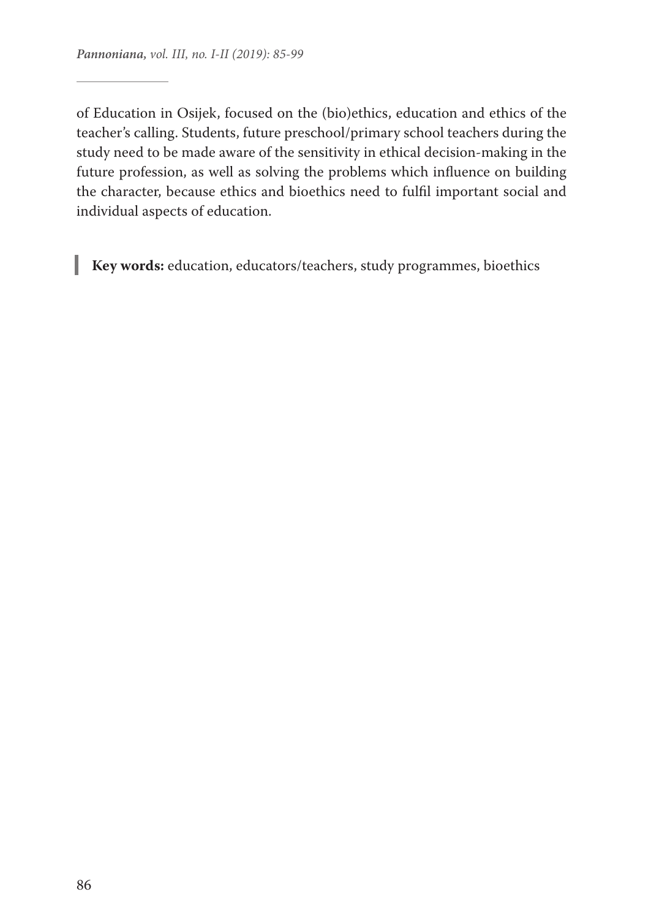of Education in Osijek, focused on the (bio)ethics, education and ethics of the teacher's calling. Students, future preschool/primary school teachers during the study need to be made aware of the sensitivity in ethical decision-making in the future profession, as well as solving the problems which influence on building the character, because ethics and bioethics need to fulfil important social and individual aspects of education.

**Key words:** education, educators/teachers, study programmes, bioethics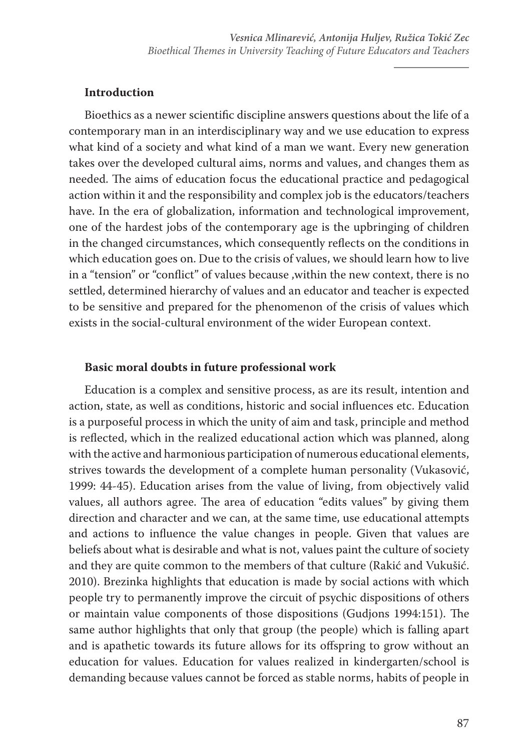## Introduction

Bioethics as a newer scientific discipline answers questions about the life of a contemporary man in an interdisciplinary way and we use education to express what kind of a society and what kind of a man we want. Every new generation takes over the developed cultural aims, norms and values, and changes them as needed. The aims of education focus the educational practice and pedagogical action within it and the responsibility and complex job is the educators/teachers have. In the era of globalization, information and technological improvement, one of the hardest jobs of the contemporary age is the upbringing of children in the changed circumstances, which consequently reflects on the conditions in which education goes on. Due to the crisis of values, we should learn how to live in a "tension" or "conflict" of values because ,within the new context, there is no settled, determined hierarchy of values and an educator and teacher is expected to be sensitive and prepared for the phenomenon of the crisis of values which exists in the social-cultural environment of the wider European context.

## Basic moral doubts in future professional work

Education is a complex and sensitive process, as are its result, intention and action, state, as well as conditions, historic and social influences etc. Education is a purposeful process in which the unity of aim and task, principle and method is reflected, which in the realized educational action which was planned, along with the active and harmonious participation of numerous educational elements, strives towards the development of a complete human personality (Vukasović, 1999: 44-45). Education arises from the value of living, from objectively valid values, all authors agree. The area of education "edits values" by giving them direction and character and we can, at the same time, use educational attempts and actions to influence the value changes in people. Given that values are beliefs about what is desirable and what is not, values paint the culture of society and they are quite common to the members of that culture (Rakić and Vukušić. 2010). Brezinka highlights that education is made by social actions with which people try to permanently improve the circuit of psychic dispositions of others or maintain value components of those dispositions (Gudjons 1994:151). The same author highlights that only that group (the people) which is falling apart and is apathetic towards its future allows for its offspring to grow without an education for values. Education for values realized in kindergarten/school is demanding because values cannot be forced as stable norms, habits of people in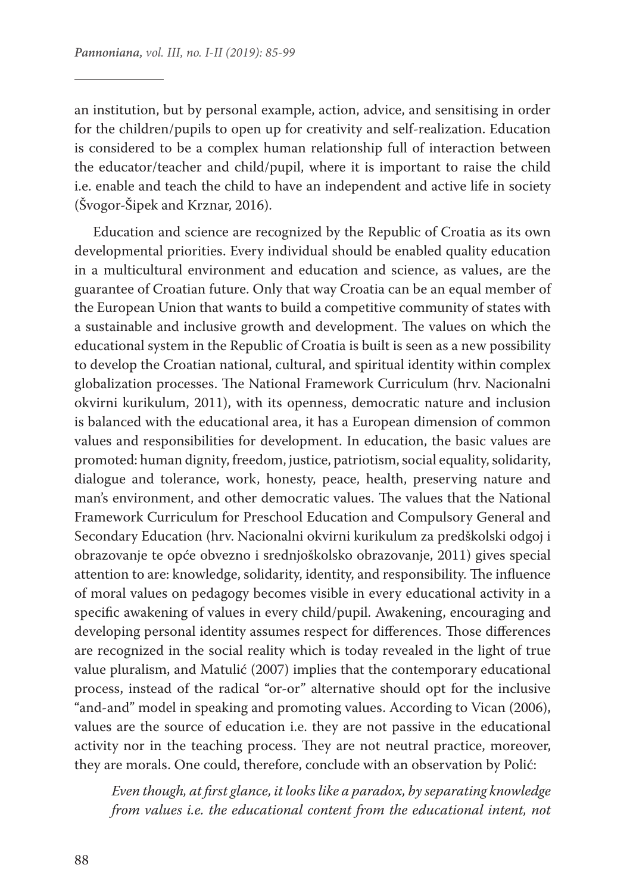an institution, but by personal example, action, advice, and sensitising in order for the children/pupils to open up for creativity and self-realization. Education is considered to be a complex human relationship full of interaction between the educator/teacher and child/pupil, where it is important to raise the child i.e. enable and teach the child to have an independent and active life in society (Švogor-Šipek and Krznar, 2016).

Education and science are recognized by the Republic of Croatia as its own developmental priorities. Every individual should be enabled quality education in a multicultural environment and education and science, as values, are the guarantee of Croatian future. Only that way Croatia can be an equal member of the European Union that wants to build a competitive community of states with a sustainable and inclusive growth and development. The values on which the educational system in the Republic of Croatia is built is seen as a new possibility to develop the Croatian national, cultural, and spiritual identity within complex globalization processes. The National Framework Curriculum (hrv. Nacionalni okvirni kurikulum, 2011), with its openness, democratic nature and inclusion is balanced with the educational area, it has a European dimension of common values and responsibilities for development. In education, the basic values are promoted: human dignity, freedom, justice, patriotism, social equality, solidarity, dialogue and tolerance, work, honesty, peace, health, preserving nature and man's environment, and other democratic values. The values that the National Framework Curriculum for Preschool Education and Compulsory General and Secondary Education (hrv. Nacionalni okvirni kurikulum za predškolski odgoj i obrazovanje te opće obvezno i srednjoškolsko obrazovanje, 2011) gives special attention to are: knowledge, solidarity, identity, and responsibility. The influence of moral values on pedagogy becomes visible in every educational activity in a specific awakening of values in every child/pupil. Awakening, encouraging and developing personal identity assumes respect for differences. Those differences are recognized in the social reality which is today revealed in the light of true value pluralism, and Matulić (2007) implies that the contemporary educational process, instead of the radical "or-or" alternative should opt for the inclusive "and-and" model in speaking and promoting values. According to Vican (2006), values are the source of education i.e. they are not passive in the educational activity nor in the teaching process. They are not neutral practice, moreover, they are morals. One could, therefore, conclude with an observation by Polić:

> *Even though, at first glance, it looks like a paradox, by separating knowledge from values i.e. the educational content from the educational intent, not*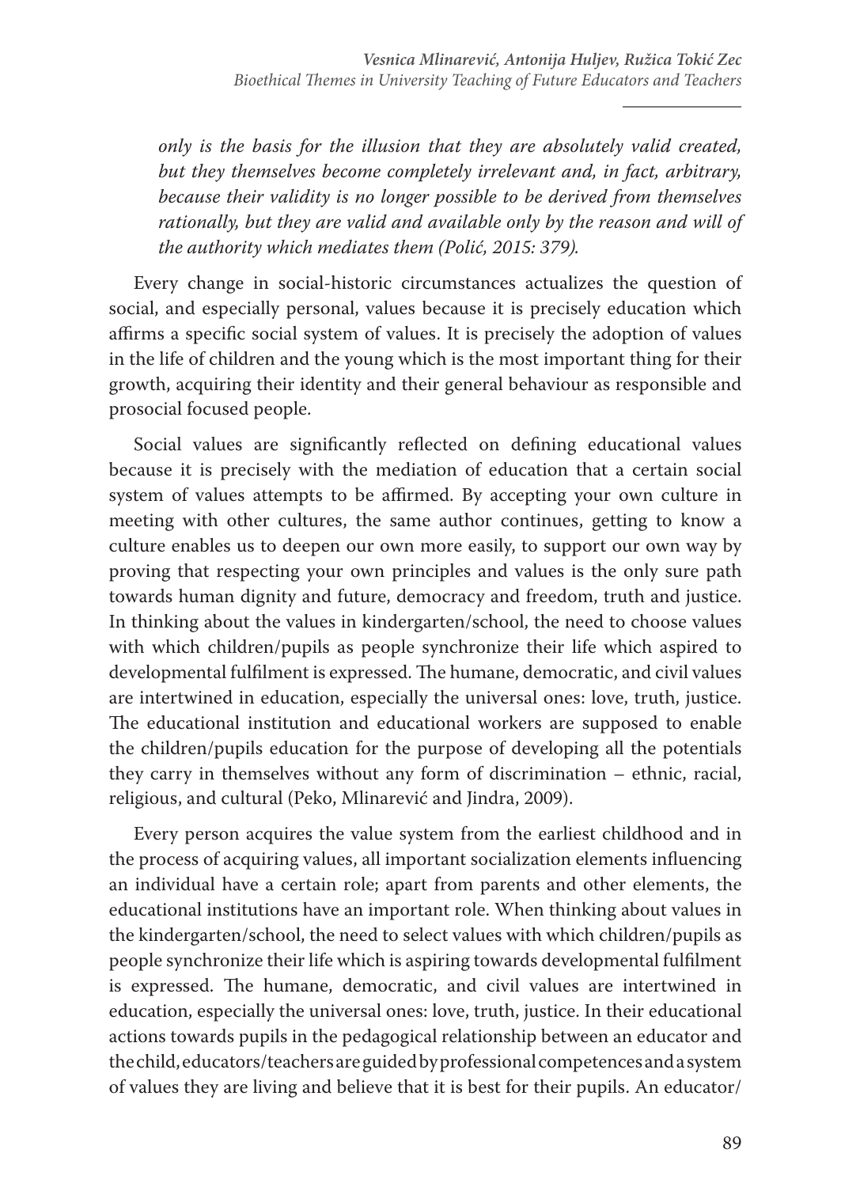*only is the basis for the illusion that they are absolutely valid created, but they themselves become completely irrelevant and, in fact, arbitrary, because their validity is no longer possible to be derived from themselves rationally, but they are valid and available only by the reason and will of the authority which mediates them (Polić, 2015: 379).*

Every change in social-historic circumstances actualizes the question of social, and especially personal, values because it is precisely education which affirms a specific social system of values. It is precisely the adoption of values in the life of children and the young which is the most important thing for their growth, acquiring their identity and their general behaviour as responsible and prosocial focused people.

Social values are significantly reflected on defining educational values because it is precisely with the mediation of education that a certain social system of values attempts to be affirmed. By accepting your own culture in meeting with other cultures, the same author continues, getting to know a culture enables us to deepen our own more easily, to support our own way by proving that respecting your own principles and values is the only sure path towards human dignity and future, democracy and freedom, truth and justice. In thinking about the values in kindergarten/school, the need to choose values with which children/pupils as people synchronize their life which aspired to developmental fulfilment is expressed. The humane, democratic, and civil values are intertwined in education, especially the universal ones: love, truth, justice. The educational institution and educational workers are supposed to enable the children/pupils education for the purpose of developing all the potentials they carry in themselves without any form of discrimination – ethnic, racial, religious, and cultural (Peko, Mlinarević and Jindra, 2009).

Every person acquires the value system from the earliest childhood and in the process of acquiring values, all important socialization elements influencing an individual have a certain role; apart from parents and other elements, the educational institutions have an important role. When thinking about values in the kindergarten/school, the need to select values with which children/pupils as people synchronize their life which is aspiring towards developmental fulfilment is expressed. The humane, democratic, and civil values are intertwined in education, especially the universal ones: love, truth, justice. In their educational actions towards pupils in the pedagogical relationship between an educator and the child, educators/teachers are guided by professional competences and a system of values they are living and believe that it is best for their pupils. An educator/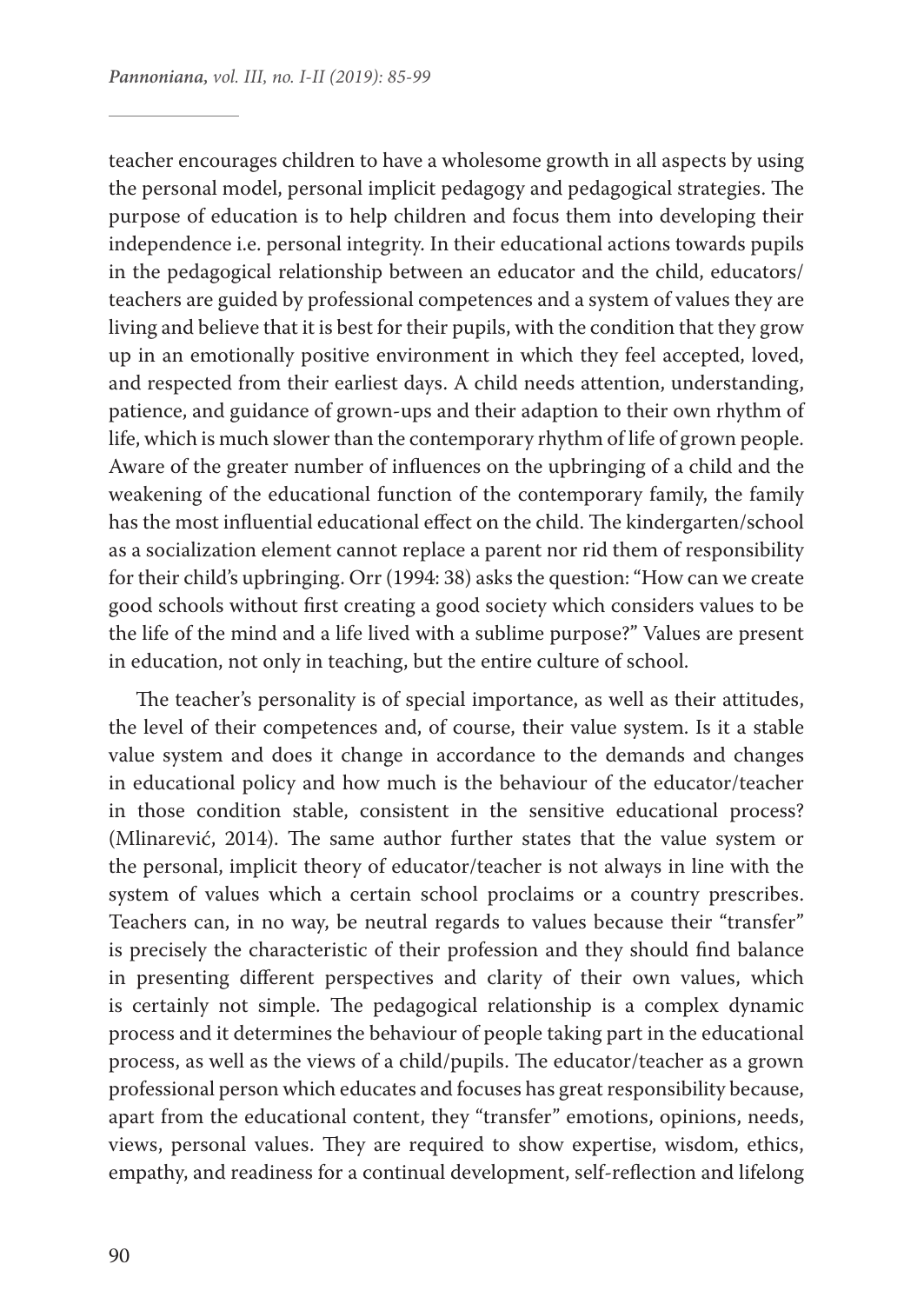teacher encourages children to have a wholesome growth in all aspects by using the personal model, personal implicit pedagogy and pedagogical strategies. The purpose of education is to help children and focus them into developing their independence i.e. personal integrity. In their educational actions towards pupils in the pedagogical relationship between an educator and the child, educators/teachers are guided by professional competences and a system of values they are living and believe that it is best for their pupils, with the condition that they grow up in an emotionally positive environment in which they feel accepted, loved, and respected from their earliest days. A child needs attention, understanding, patience, and guidance of grown-ups and their adaption to their own rhythm of life, which is much slower than the contemporary rhythm of life of grown people. Aware of the greater number of influences on the upbringing of a child and the weakening of the educational function of the contemporary family, the family has the most influential educational effect on the child. The kindergarten/school as a socialization element cannot replace a parent nor rid them of responsibility for their child's upbringing. Orr (1994: 38) asks the question: "How can we create good schools without first creating a good society which considers values to be the life of the mind and a life lived with a sublime purpose?" Values are present in education, not only in teaching, but the entire culture of school.

The teacher's personality is of special importance, as well as their attitudes, the level of their competences and, of course, their value system. Is it a stable value system and does it change in accordance to the demands and changes in educational policy and how much is the behaviour of the educator/teacher in those condition stable, consistent in the sensitive educational process? (Mlinarević, 2014). The same author further states that the value system or the personal, implicit theory of educator/teacher is not always in line with the system of values which a certain school proclaims or a country prescribes. Teachers can, in no way, be neutral regards to values because their "transfer" is precisely the characteristic of their profession and they should find balance in presenting different perspectives and clarity of their own values, which is certainly not simple. The pedagogical relationship is a complex dynamic process and it determines the behaviour of people taking part in the educational process, as well as the views of a child/pupils. The educator/teacher as a grown professional person which educates and focuses has great responsibility because, apart from the educational content, they "transfer" emotions, opinions, needs, views, personal values. They are required to show expertise, wisdom, ethics, empathy, and readiness for a continual development, self-reflection and lifelong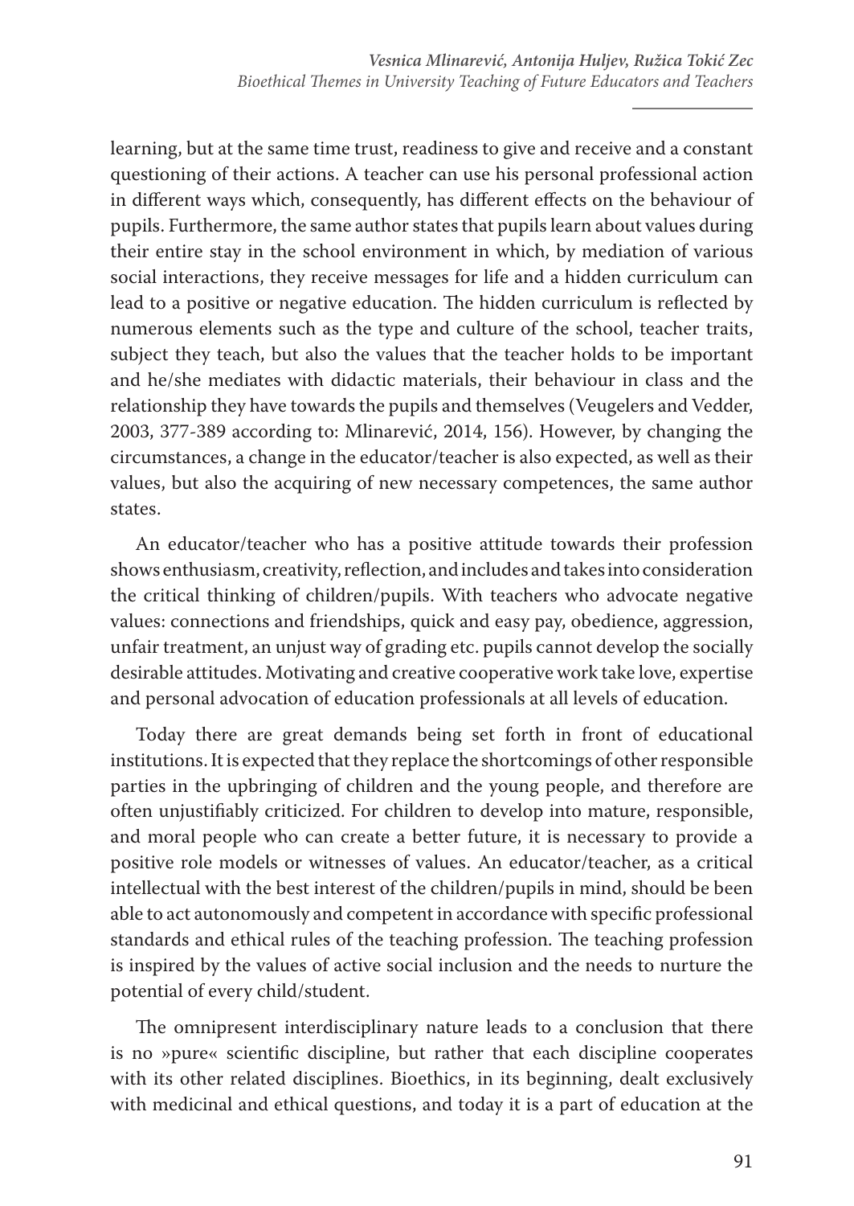learning, but at the same time trust, readiness to give and receive and a constant questioning of their actions. A teacher can use his personal professional action in different ways which, consequently, has different effects on the behaviour of pupils. Furthermore, the same author states that pupils learn about values during their entire stay in the school environment in which, by mediation of various social interactions, they receive messages for life and a hidden curriculum can lead to a positive or negative education. The hidden curriculum is reflected by numerous elements such as the type and culture of the school, teacher traits, subject they teach, but also the values that the teacher holds to be important and he/she mediates with didactic materials, their behaviour in class and the relationship they have towards the pupils and themselves (Veugelers and Vedder, 2003, 377-389 according to: Mlinarević, 2014, 156). However, by changing the circumstances, a change in the educator/teacher is also expected, as well as their values, but also the acquiring of new necessary competences, the same author states.

An educator/teacher who has a positive attitude towards their profession shows enthusiasm, creativity, reflection, and includes and takes into consideration the critical thinking of children/pupils. With teachers who advocate negative values: connections and friendships, quick and easy pay, obedience, aggression, unfair treatment, an unjust way of grading etc. pupils cannot develop the socially desirable attitudes. Motivating and creative cooperative work take love, expertise and personal advocation of education professionals at all levels of education.

Today there are great demands being set forth in front of educational institutions. It is expected that they replace the shortcomings of other responsible parties in the upbringing of children and the young people, and therefore are often unjustifiably criticized. For children to develop into mature, responsible, and moral people who can create a better future, it is necessary to provide a positive role models or witnesses of values. An educator/teacher, as a critical intellectual with the best interest of the children/pupils in mind, should be been able to act autonomously and competent in accordance with specific professional standards and ethical rules of the teaching profession. The teaching profession is inspired by the values of active social inclusion and the needs to nurture the potential of every child/student.

The omnipresent interdisciplinary nature leads to a conclusion that there is no »pure« scientific discipline, but rather that each discipline cooperates with its other related disciplines. Bioethics, in its beginning, dealt exclusively with medicinal and ethical questions, and today it is a part of education at the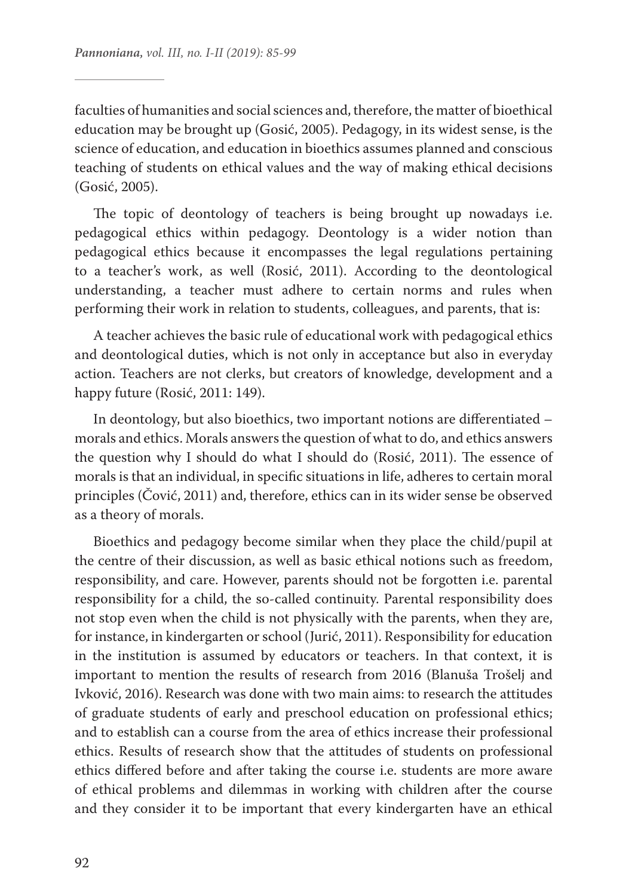faculties of humanities and social sciences and, therefore, the matter of bioethical education may be brought up (Gosić, 2005). Pedagogy, in its widest sense, is the science of education, and education in bioethics assumes planned and conscious teaching of students on ethical values and the way of making ethical decisions (Gosić, 2005).

The topic of deontology of teachers is being brought up nowadays i.e. pedagogical ethics within pedagogy. Deontology is a wider notion than pedagogical ethics because it encompasses the legal regulations pertaining to a teacher's work, as well (Rosić, 2011). According to the deontological understanding, a teacher must adhere to certain norms and rules when performing their work in relation to students, colleagues, and parents, that is:

A teacher achieves the basic rule of educational work with pedagogical ethics and deontological duties, which is not only in acceptance but also in everyday action. Teachers are not clerks, but creators of knowledge, development and a happy future (Rosić, 2011: 149).

In deontology, but also bioethics, two important notions are differentiated – morals and ethics. Morals answers the question of what to do, and ethics answers the question why I should do what I should do (Rosić, 2011). The essence of morals is that an individual, in specific situations in life, adheres to certain moral principles (Čović, 2011) and, therefore, ethics can in its wider sense be observed as a theory of morals.

Bioethics and pedagogy become similar when they place the child/pupil at the centre of their discussion, as well as basic ethical notions such as freedom, responsibility, and care. However, parents should not be forgotten i.e. parental responsibility for a child, the so-called continuity. Parental responsibility does not stop even when the child is not physically with the parents, when they are, for instance, in kindergarten or school (Jurić, 2011). Responsibility for education in the institution is assumed by educators or teachers. In that context, it is important to mention the results of research from 2016 (Blanuša Trošelj and Ivković, 2016). Research was done with two main aims: to research the attitudes of graduate students of early and preschool education on professional ethics; and to establish can a course from the area of ethics increase their professional ethics. Results of research show that the attitudes of students on professional ethics differed before and after taking the course i.e. students are more aware of ethical problems and dilemmas in working with children after the course and they consider it to be important that every kindergarten have an ethical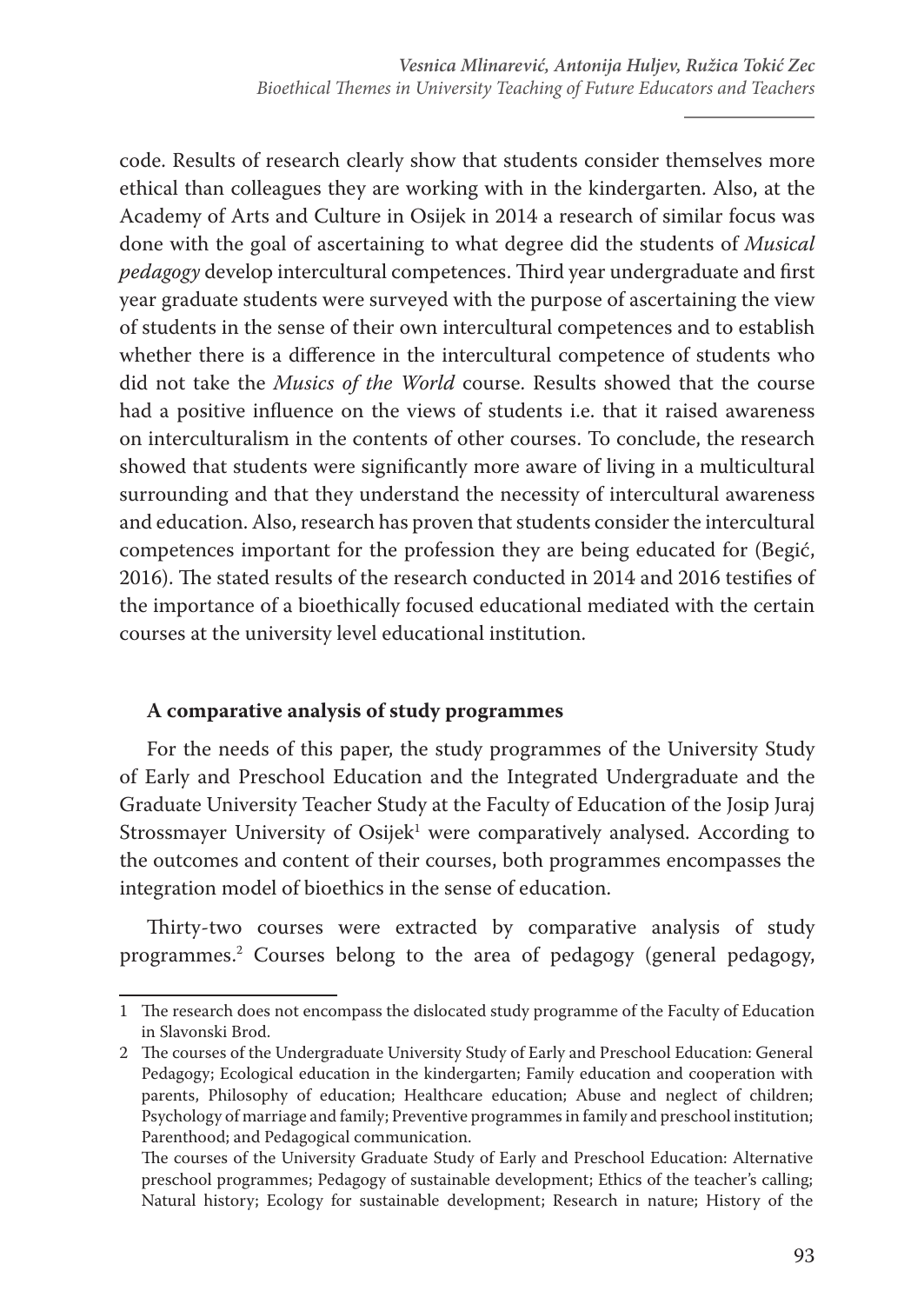code. Results of research clearly show that students consider themselves more ethical than colleagues they are working with in the kindergarten. Also, at the Academy of Arts and Culture in Osijek in 2014 a research of similar focus was done with the goal of ascertaining to what degree did the students of *Musical pedagogy* develop intercultural competences. Third year undergraduate and first year graduate students were surveyed with the purpose of ascertaining the view of students in the sense of their own intercultural competences and to establish whether there is a difference in the intercultural competence of students who did not take the *Musics of the World* course. Results showed that the course had a positive influence on the views of students i.e. that it raised awareness on interculturalism in the contents of other courses. To conclude, the research showed that students were significantly more aware of living in a multicultural surrounding and that they understand the necessity of intercultural awareness and education. Also, research has proven that students consider the intercultural competences important for the profession they are being educated for (Begić, 2016). The stated results of the research conducted in 2014 and 2016 testifies of the importance of a bioethically focused educational mediated with the certain courses at the university level educational institution.

### A comparative analysis of study programmes

For the needs of this paper, the study programmes of the University Study of Early and Preschool Education and the Integrated Undergraduate and the Graduate University Teacher Study at the Faculty of Education of the Josip Juraj Strossmayer University of Osijek[1] were comparatively analysed. According to the outcomes and content of their courses, both programmes encompasses the integration model of bioethics in the sense of education.

Thirty-two courses were extracted by comparative analysis of study programmes.[2] Courses belong to the area of pedagogy (general pedagogy,

---

1 The research does not encompass the dislocated study programme of the Faculty of Education in Slavonski Brod.

2 The courses of the Undergraduate University Study of Early and Preschool Education: General Pedagogy; Ecological education in the kindergarten; Family education and cooperation with parents, Philosophy of education; Healthcare education; Abuse and neglect of children; Psychology of marriage and family; Preventive programmes in family and preschool institution; Parenthood; and Pedagogical communication.

The courses of the University Graduate Study of Early and Preschool Education: Alternative preschool programmes; Pedagogy of sustainable development; Ethics of the teacher's calling; Natural history; Ecology for sustainable development; Research in nature; History of the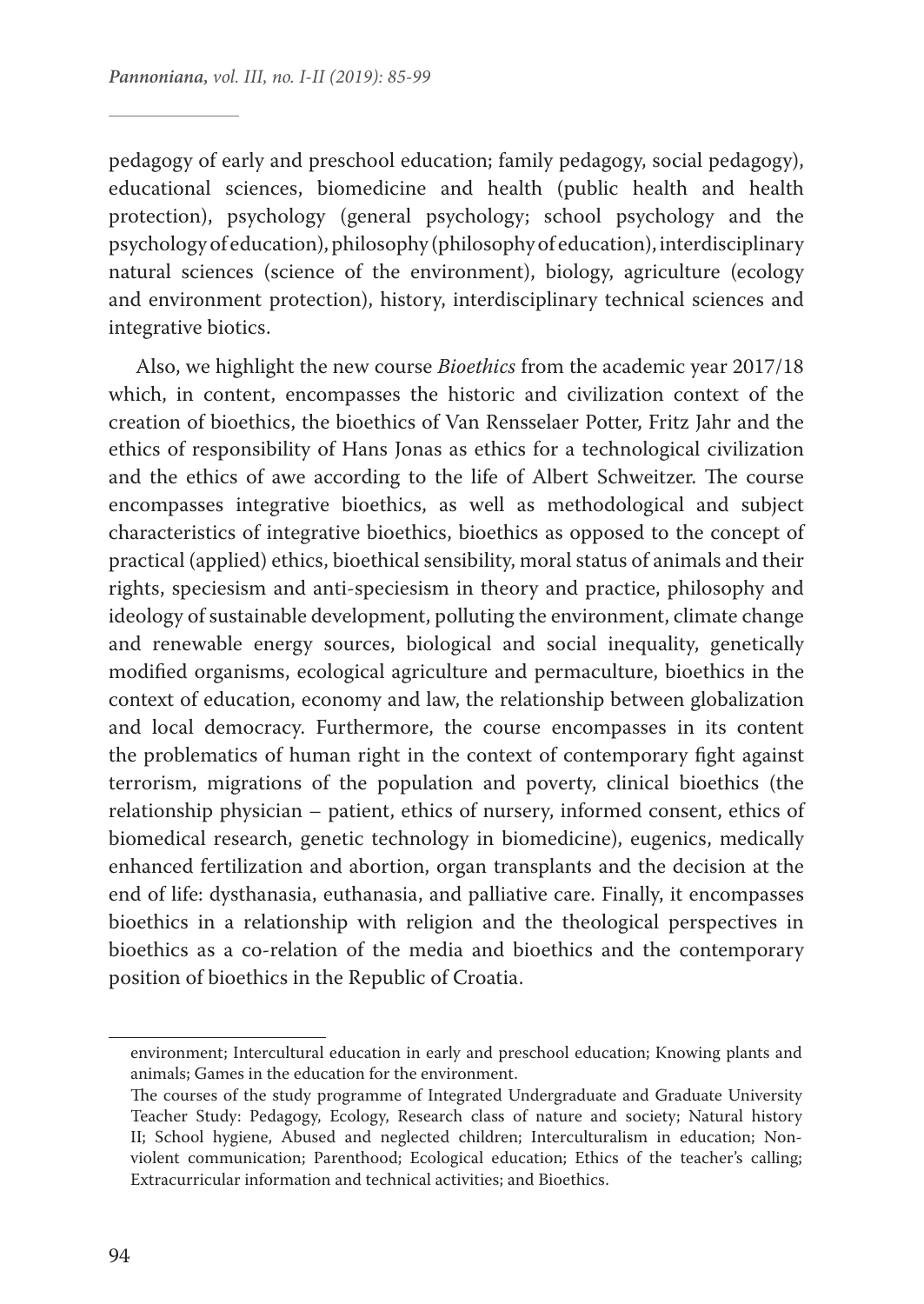pedagogy of early and preschool education; family pedagogy, social pedagogy), educational sciences, biomedicine and health (public health and health protection), psychology (general psychology; school psychology and the psychology of education), philosophy (philosophy of education), interdisciplinary natural sciences (science of the environment), biology, agriculture (ecology and environment protection), history, interdisciplinary technical sciences and integrative biotics.

Also, we highlight the new course *Bioethics* from the academic year 2017/18 which, in content, encompasses the historic and civilization context of the creation of bioethics, the bioethics of Van Rensselaer Potter, Fritz Jahr and the ethics of responsibility of Hans Jonas as ethics for a technological civilization and the ethics of awe according to the life of Albert Schweitzer. The course encompasses integrative bioethics, as well as methodological and subject characteristics of integrative bioethics, bioethics as opposed to the concept of practical (applied) ethics, bioethical sensibility, moral status of animals and their rights, speciesism and anti-speciesism in theory and practice, philosophy and ideology of sustainable development, polluting the environment, climate change and renewable energy sources, biological and social inequality, genetically modified organisms, ecological agriculture and permaculture, bioethics in the context of education, economy and law, the relationship between globalization and local democracy. Furthermore, the course encompasses in its content the problematics of human right in the context of contemporary fight against terrorism, migrations of the population and poverty, clinical bioethics (the relationship physician – patient, ethics of nursery, informed consent, ethics of biomedical research, genetic technology in biomedicine), eugenics, medically enhanced fertilization and abortion, organ transplants and the decision at the end of life: dysthanasia, euthanasia, and palliative care. Finally, it encompasses bioethics in a relationship with religion and the theological perspectives in bioethics as a co-relation of the media and bioethics and the contemporary position of bioethics in the Republic of Croatia.

---

environment; Intercultural education in early and preschool education; Knowing plants and animals; Games in the education for the environment.

The courses of the study programme of Integrated Undergraduate and Graduate University Teacher Study: Pedagogy, Ecology, Research class of nature and society; Natural history II; School hygiene, Abused and neglected children; Interculturalism in education; Non-violent communication; Parenthood; Ecological education; Ethics of the teacher's calling; Extracurricular information and technical activities; and Bioethics.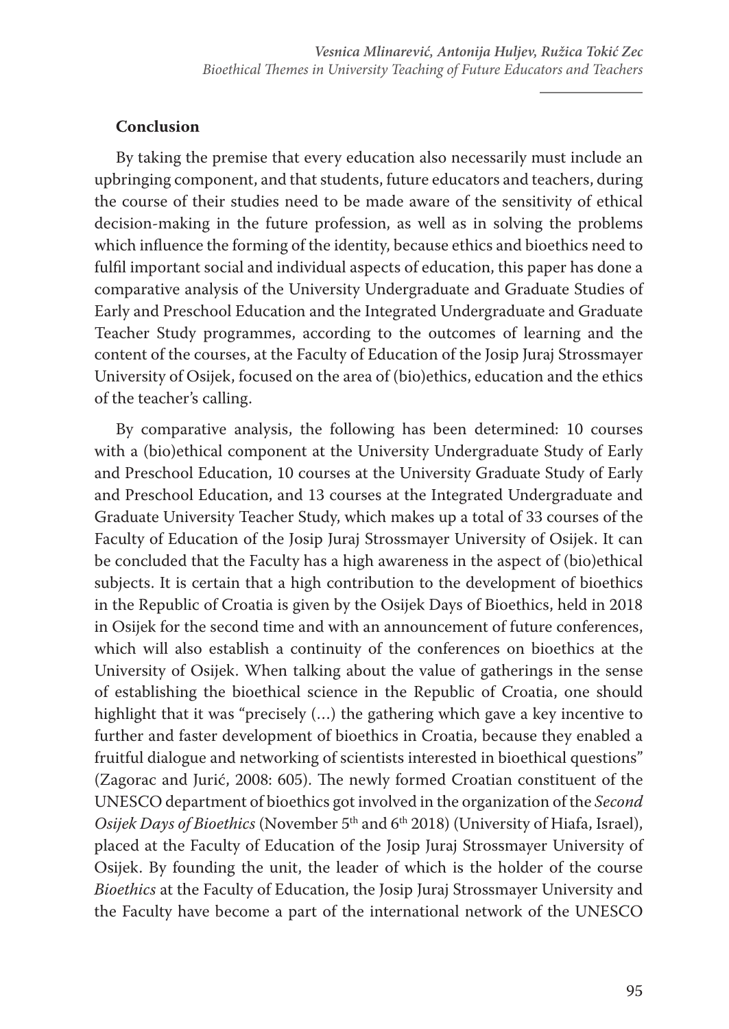## Conclusion

By taking the premise that every education also necessarily must include an upbringing component, and that students, future educators and teachers, during the course of their studies need to be made aware of the sensitivity of ethical decision-making in the future profession, as well as in solving the problems which influence the forming of the identity, because ethics and bioethics need to fulfil important social and individual aspects of education, this paper has done a comparative analysis of the University Undergraduate and Graduate Studies of Early and Preschool Education and the Integrated Undergraduate and Graduate Teacher Study programmes, according to the outcomes of learning and the content of the courses, at the Faculty of Education of the Josip Juraj Strossmayer University of Osijek, focused on the area of (bio)ethics, education and the ethics of the teacher's calling.

By comparative analysis, the following has been determined: 10 courses with a (bio)ethical component at the University Undergraduate Study of Early and Preschool Education, 10 courses at the University Graduate Study of Early and Preschool Education, and 13 courses at the Integrated Undergraduate and Graduate University Teacher Study, which makes up a total of 33 courses of the Faculty of Education of the Josip Juraj Strossmayer University of Osijek. It can be concluded that the Faculty has a high awareness in the aspect of (bio)ethical subjects. It is certain that a high contribution to the development of bioethics in the Republic of Croatia is given by the Osijek Days of Bioethics, held in 2018 in Osijek for the second time and with an announcement of future conferences, which will also establish a continuity of the conferences on bioethics at the University of Osijek. When talking about the value of gatherings in the sense of establishing the bioethical science in the Republic of Croatia, one should highlight that it was "precisely (…) the gathering which gave a key incentive to further and faster development of bioethics in Croatia, because they enabled a fruitful dialogue and networking of scientists interested in bioethical questions" (Zagorac and Jurić, 2008: 605). The newly formed Croatian constituent of the UNESCO department of bioethics got involved in the organization of the *Second Osijek Days of Bioethics* (November 5th and 6th 2018) (University of Hiafa, Israel), placed at the Faculty of Education of the Josip Juraj Strossmayer University of Osijek. By founding the unit, the leader of which is the holder of the course *Bioethics* at the Faculty of Education, the Josip Juraj Strossmayer University and the Faculty have become a part of the international network of the UNESCO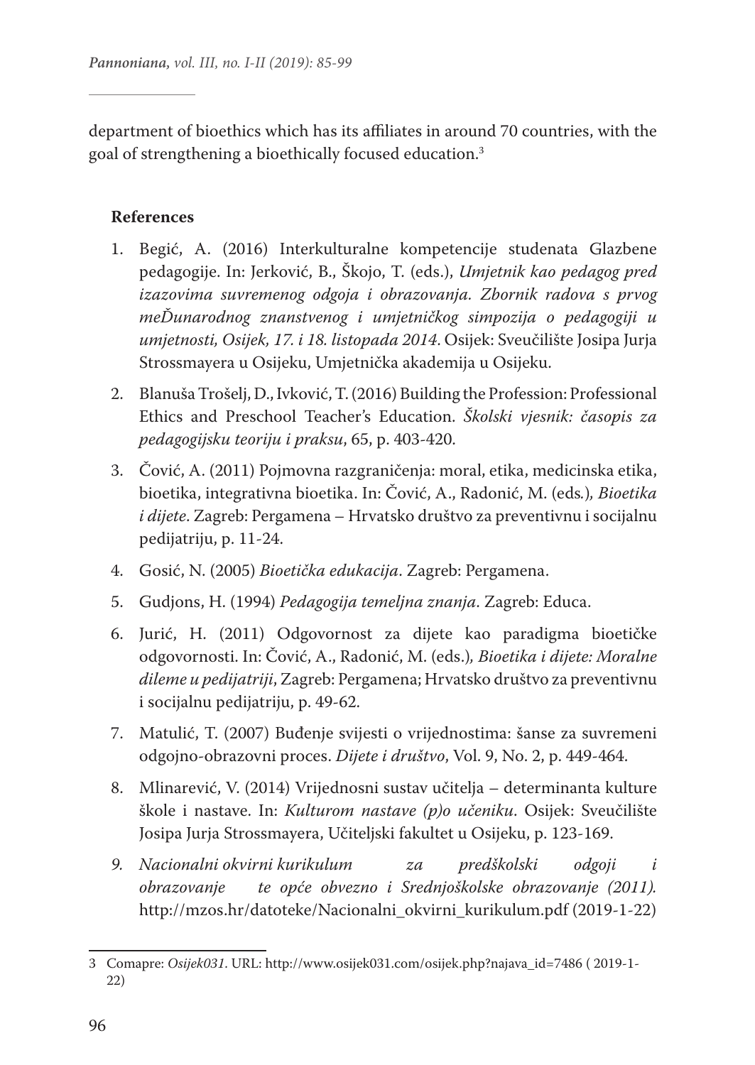department of bioethics which has its affiliates in around 70 countries, with the goal of strengthening a bioethically focused education.[3]

**References**

1. Begić, A. (2016) Interkulturalne kompetencije studenata Glazbene pedagogije. In: Jerković, B., Škojo, T. (eds.), *Umjetnik kao pedagog pred izazovima suvremenog odgoja i obrazovanja. Zbornik radova s prvog meĐunarodnog znanstvenog i umjetničkog simpozija o pedagogiji u umjetnosti, Osijek, 17. i 18. listopada 2014*. Osijek: Sveučilište Josipa Jurja Strossmayera u Osijeku, Umjetnička akademija u Osijeku.
2. Blanuša Trošelj, D., Ivković, T. (2016) Building the Profession: Professional Ethics and Preschool Teacher's Education. *Školski vjesnik: časopis za pedagogijsku teoriju i praksu*, 65, p. 403-420.
3. Čović, A. (2011) Pojmovna razgraničenja: moral, etika, medicinska etika, bioetika, integrativna bioetika. In: Čović, A., Radonić, M. (eds.), *Bioetika i dijete*. Zagreb: Pergamena – Hrvatsko društvo za preventivnu i socijalnu pedijatriju, p. 11-24.
4. Gosić, N. (2005) *Bioetička edukacija*. Zagreb: Pergamena.
5. Gudjons, H. (1994) *Pedagogija temeljna znanja*. Zagreb: Educa.
6. Jurić, H. (2011) Odgovornost za dijete kao paradigma bioetičke odgovornosti. In: Čović, A., Radonić, M. (eds.), *Bioetika i dijete: Moralne dileme u pedijatriji*, Zagreb: Pergamena; Hrvatsko društvo za preventivnu i socijalnu pedijatriju, p. 49-62.
7. Matulić, T. (2007) Buđenje svijesti o vrijednostima: šanse za suvremeni odgojno-obrazovni proces. *Dijete i društvo*, Vol. 9, No. 2, p. 449-464.
8. Mlinarević, V. (2014) Vrijednosni sustav učitelja – determinanta kulture škole i nastave. In: *Kulturom nastave (p)o učeniku*. Osijek: Sveučilište Josipa Jurja Strossmayera, Učiteljski fakultet u Osijeku, p. 123-169.
9. *Nacionalni okvirni kurikulum za predškolski odgoji i obrazovanje te opće obvezno i Srednjoškolske obrazovanje (2011).* http://mzos.hr/datoteke/Nacionalni_okvirni_kurikulum.pdf (2019-1-22)

---

3 Comapre: *Osijek031*. URL: http://www.osijek031.com/osijek.php?najava_id=7486 ( 2019-1-22)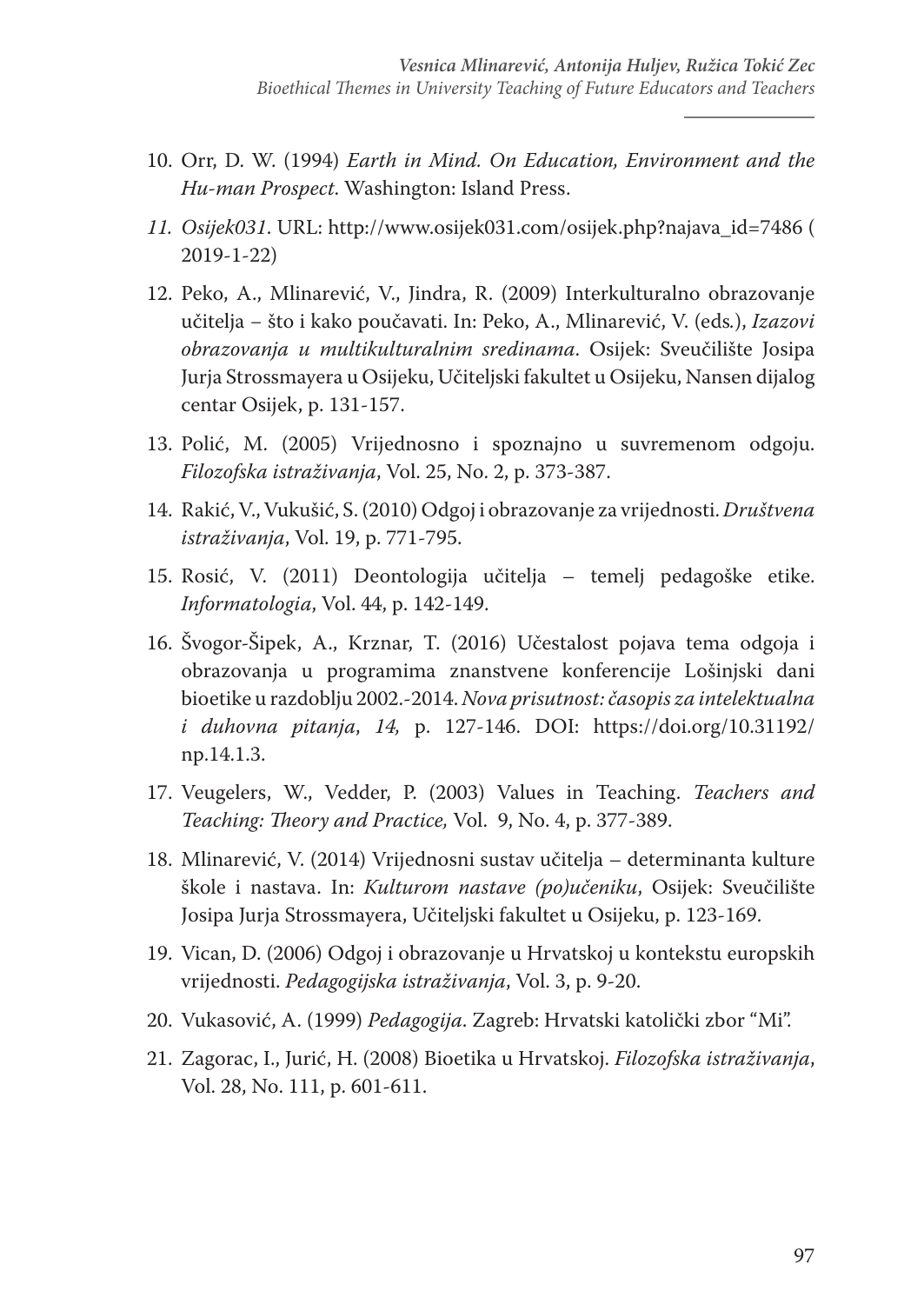10. Orr, D. W. (1994) *Earth in Mind. On Education, Environment and the Hu-man Prospect*. Washington: Island Press.
11. *Osijek031*. URL: http://www.osijek031.com/osijek.php?najava_id=7486 ( 2019-1-22)
12. Peko, A., Mlinarević, V., Jindra, R. (2009) Interkulturalno obrazovanje učitelja – što i kako poučavati. In: Peko, A., Mlinarević, V. (eds.), *Izazovi obrazovanja u multikulturalnim sredinama*. Osijek: Sveučilište Josipa Jurja Strossmayera u Osijeku, Učiteljski fakultet u Osijeku, Nansen dijalog centar Osijek, p. 131-157.
13. Polić, M. (2005) Vrijednosno i spoznajno u suvremenom odgoju. *Filozofska istraživanja*, Vol. 25, No. 2, p. 373-387.
14. Rakić, V., Vukušić, S. (2010) Odgoj i obrazovanje za vrijednosti. *Društvena istraživanja*, Vol. 19, p. 771-795.
15. Rosić, V. (2011) Deontologija učitelja – temelj pedagoške etike. *Informatologia*, Vol. 44, p. 142-149.
16. Švogor-Šipek, A., Krznar, T. (2016) Učestalost pojava tema odgoja i obrazovanja u programima znanstvene konferencije Lošinjski dani bioetike u razdoblju 2002.-2014. *Nova prisutnost: časopis za intelektualna i duhovna pitanja*, *14,* p. 127-146. DOI: https://doi.org/10.31192/np.14.1.3.
17. Veugelers, W., Vedder, P. (2003) Values in Teaching. *Teachers and Teaching: Theory and Practice,* Vol. 9, No. 4, p. 377-389.
18. Mlinarević, V. (2014) Vrijednosni sustav učitelja – determinanta kulture škole i nastava. In: *Kulturom nastave (po)učeniku*, Osijek: Sveučilište Josipa Jurja Strossmayera, Učiteljski fakultet u Osijeku, p. 123-169.
19. Vican, D. (2006) Odgoj i obrazovanje u Hrvatskoj u kontekstu europskih vrijednosti. *Pedagogijska istraživanja*, Vol. 3, p. 9-20.
20. Vukasović, A. (1999) *Pedagogija*. Zagreb: Hrvatski katolički zbor "Mi".
21. Zagorac, I., Jurić, H. (2008) Bioetika u Hrvatskoj. *Filozofska istraživanja*, Vol. 28, No. 111, p. 601-611.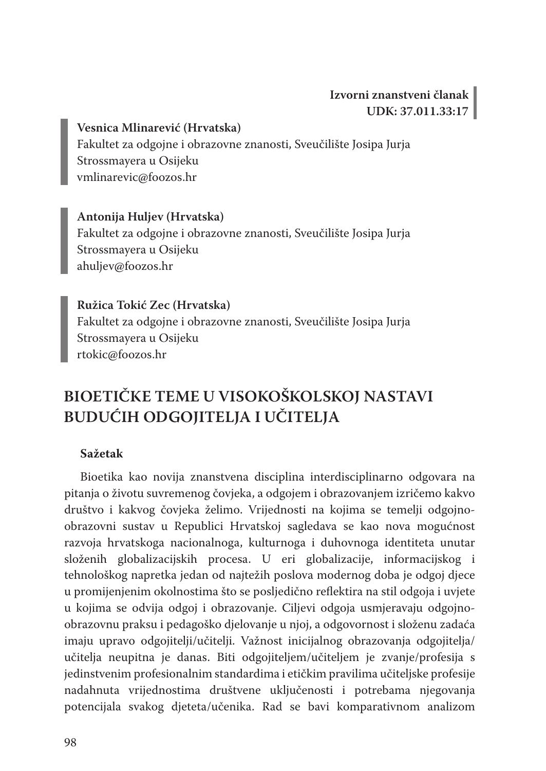**Izvorni znanstveni članak**
**UDK: 37.011.33:17**

**Vesnica Mlinarević (Hrvatska)**
Fakultet za odgojne i obrazovne znanosti, Sveučilište Josipa Jurja Strossmayera u Osijeku
vmlinarevic@foozos.hr

**Antonija Huljev (Hrvatska)**
Fakultet za odgojne i obrazovne znanosti, Sveučilište Josipa Jurja Strossmayera u Osijeku
ahuljev@foozos.hr

**Ružica Tokić Zec (Hrvatska)**
Fakultet za odgojne i obrazovne znanosti, Sveučilište Josipa Jurja Strossmayera u Osijeku
rtokic@foozos.hr

# BIOETIČKE TEME U VISOKOŠKOLSKOJ NASTAVI BUDUĆIH ODGOJITELJA I UČITELJA

**Sažetak**

Bioetika kao novija znanstvena disciplina interdisciplinarno odgovara na pitanja o životu suvremenog čovjeka, a odgojem i obrazovanjem izričemo kakvo društvo i kakvog čovjeka želimo. Vrijednosti na kojima se temelji odgojno-obrazovni sustav u Republici Hrvatskoj sagledava se kao nova mogućnost razvoja hrvatskoga nacionalnoga, kulturnoga i duhovnoga identiteta unutar složenih globalizacijskih procesa. U eri globalizacije, informacijskog i tehnološkog napretka jedan od najtežih poslova modernog doba je odgoj djece u promijenjenim okolnostima što se posljedično reflektira na stil odgoja i uvjete u kojima se odvija odgoj i obrazovanje. Ciljevi odgoja usmjeravaju odgojno-obrazovnu praksu i pedagoško djelovanje u njoj, a odgovornost i složenu zadaća imaju upravo odgojitelji/učitelji. Važnost inicijalnog obrazovanja odgojitelja/učitelja neupitna je danas. Biti odgojiteljem/učiteljem je zvanje/profesija s jedinstvenim profesionalnim standardima i etičkim pravilima učiteljske profesije nadahnuta vrijednostima društvene uključenosti i potrebama njegovanja potencijala svakog djeteta/učenika. Rad se bavi komparativnom analizom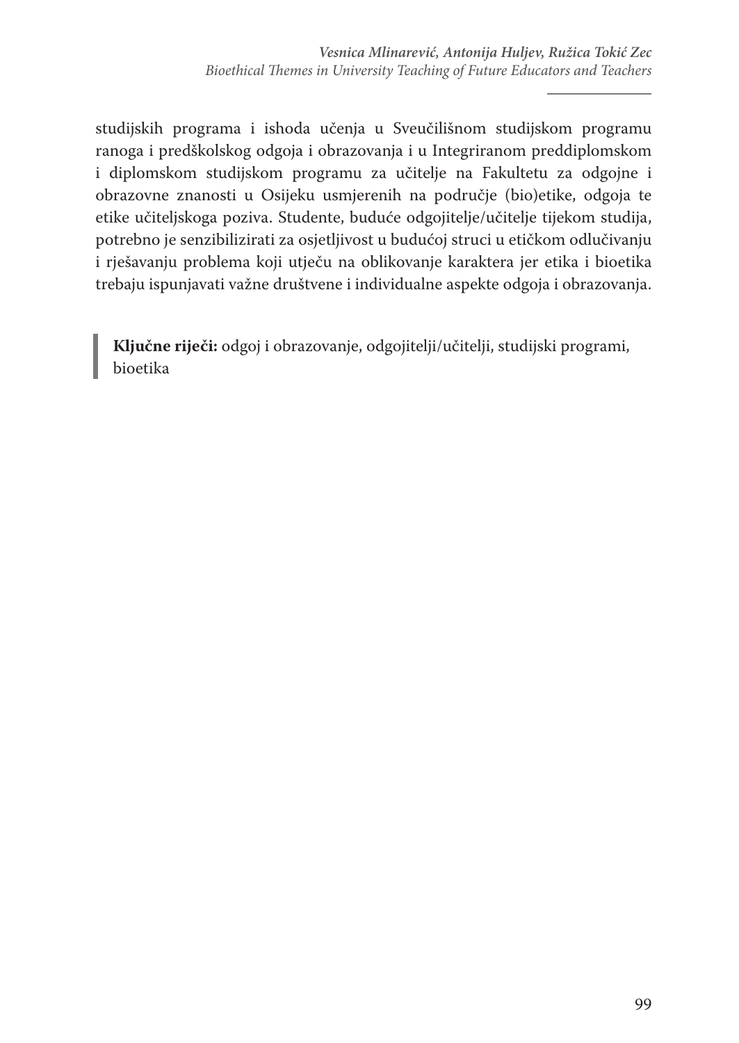studijskih programa i ishoda učenja u Sveučilišnom studijskom programu ranoga i predškolskog odgoja i obrazovanja i u Integriranom preddiplomskom i diplomskom studijskom programu za učitelje na Fakultetu za odgojne i obrazovne znanosti u Osijeku usmjerenih na područje (bio)etike, odgoja te etike učiteljskoga poziva. Studente, buduće odgojitelje/učitelje tijekom studija, potrebno je senzibilizirati za osjetljivost u budućoj struci u etičkom odlučivanju i rješavanju problema koji utječu na oblikovanje karaktera jer etika i bioetika trebaju ispunjavati važne društvene i individualne aspekte odgoja i obrazovanja.

**Ključne riječi:** odgoj i obrazovanje, odgojitelji/učitelji, studijski programi, bioetika